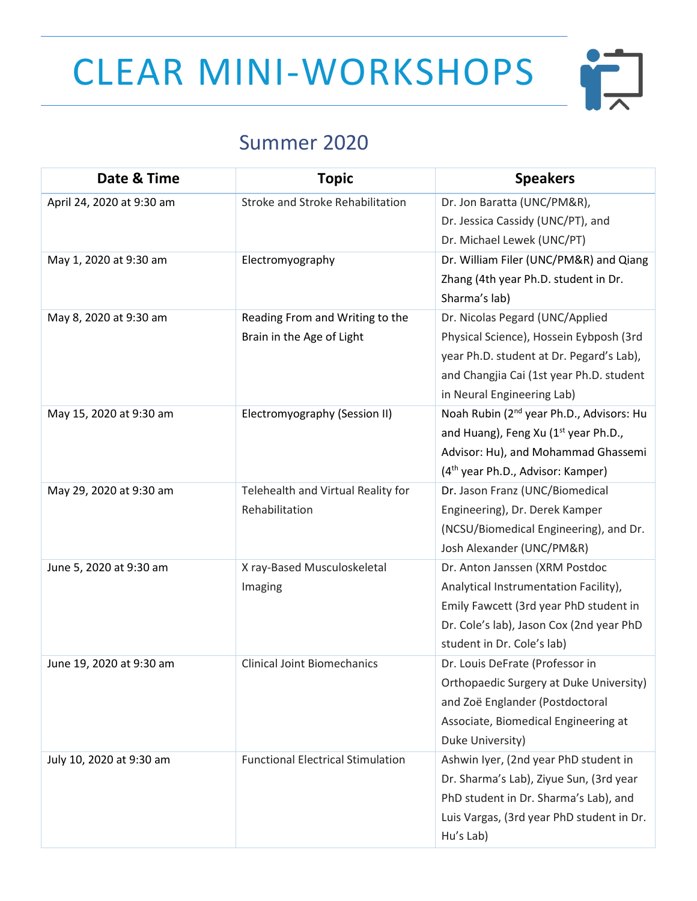# CLEAR MINI-WORKSHOPS

## Summer 2020

| Date & Time | Topic | Speakers |
|---|---|---|
| April 24, 2020 at 9:30 am | Stroke and Stroke Rehabilitation | Dr. Jon Baratta (UNC/PM&R), Dr. Jessica Cassidy (UNC/PT), and Dr. Michael Lewek (UNC/PT) |
| May 1, 2020 at 9:30 am | Electromyography | Dr. William Filer (UNC/PM&R) and Qiang Zhang (4th year Ph.D. student in Dr. Sharma's lab) |
| May 8, 2020 at 9:30 am | Reading From and Writing to the Brain in the Age of Light | Dr. Nicolas Pegard (UNC/Applied Physical Science), Hossein Eybposh (3rd year Ph.D. student at Dr. Pegard's Lab), and Changjia Cai (1st year Ph.D. student in Neural Engineering Lab) |
| May 15, 2020 at 9:30 am | Electromyography (Session II) | Noah Rubin (2nd year Ph.D., Advisors: Hu and Huang), Feng Xu (1st year Ph.D., Advisor: Hu), and Mohammad Ghassemi (4th year Ph.D., Advisor: Kamper) |
| May 29, 2020 at 9:30 am | Telehealth and Virtual Reality for Rehabilitation | Dr. Jason Franz (UNC/Biomedical Engineering), Dr. Derek Kamper (NCSU/Biomedical Engineering), and Dr. Josh Alexander (UNC/PM&R) |
| June 5, 2020 at 9:30 am | X ray-Based Musculoskeletal Imaging | Dr. Anton Janssen (XRM Postdoc Analytical Instrumentation Facility), Emily Fawcett (3rd year PhD student in Dr. Cole's lab), Jason Cox (2nd year PhD student in Dr. Cole's lab) |
| June 19, 2020 at 9:30 am | Clinical Joint Biomechanics | Dr. Louis DeFrate (Professor in Orthopaedic Surgery at Duke University) and Zoë Englander (Postdoctoral Associate, Biomedical Engineering at Duke University) |
| July 10, 2020 at 9:30 am | Functional Electrical Stimulation | Ashwin Iyer, (2nd year PhD student in Dr. Sharma's Lab), Ziyue Sun, (3rd year PhD student in Dr. Sharma's Lab), and Luis Vargas, (3rd year PhD student in Dr. Hu's Lab) |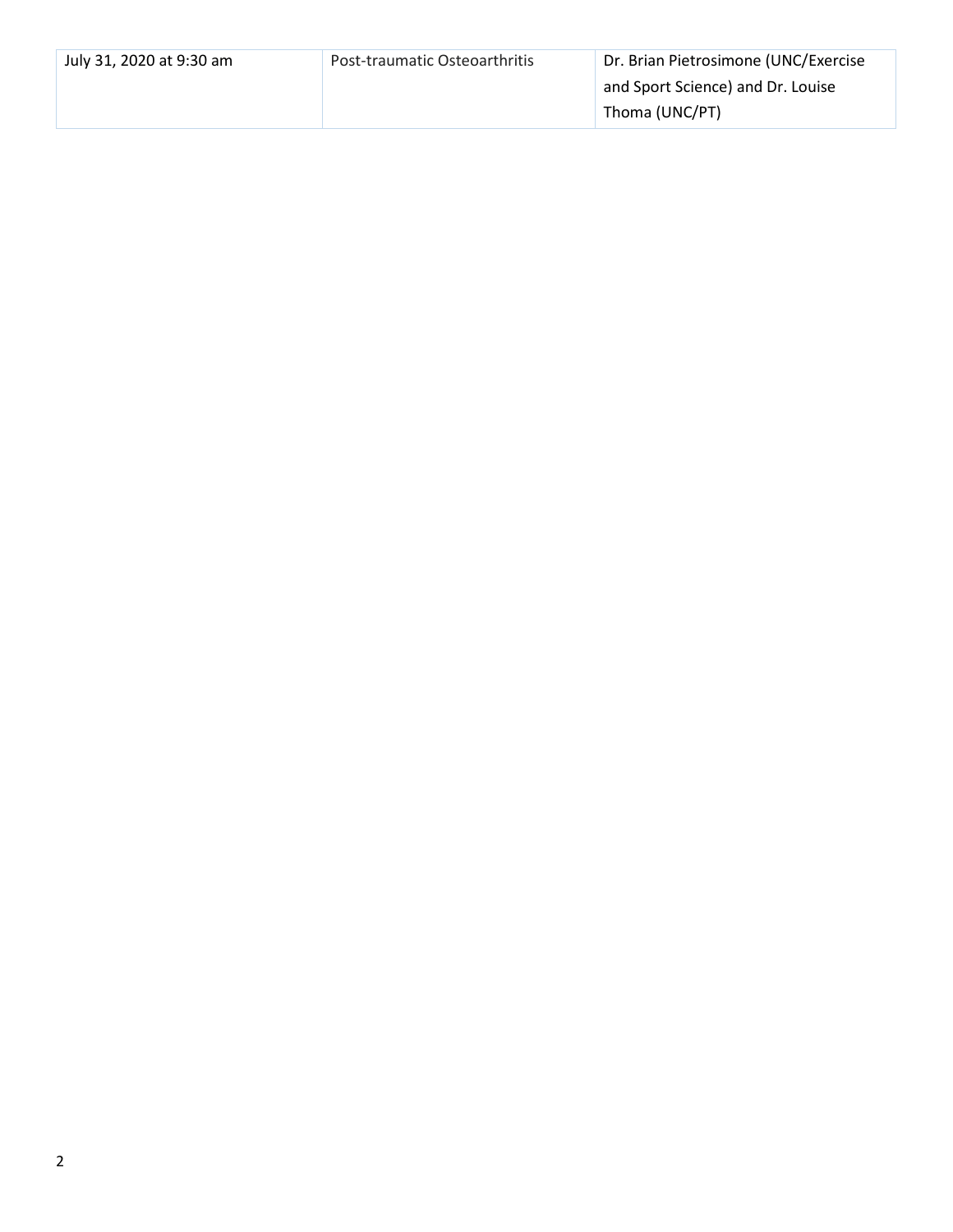| | | |
|---|---|---|
| July 31, 2020 at 9:30 am | Post-traumatic Osteoarthritis | Dr. Brian Pietrosimone (UNC/Exercise and Sport Science) and Dr. Louise Thoma (UNC/PT) |